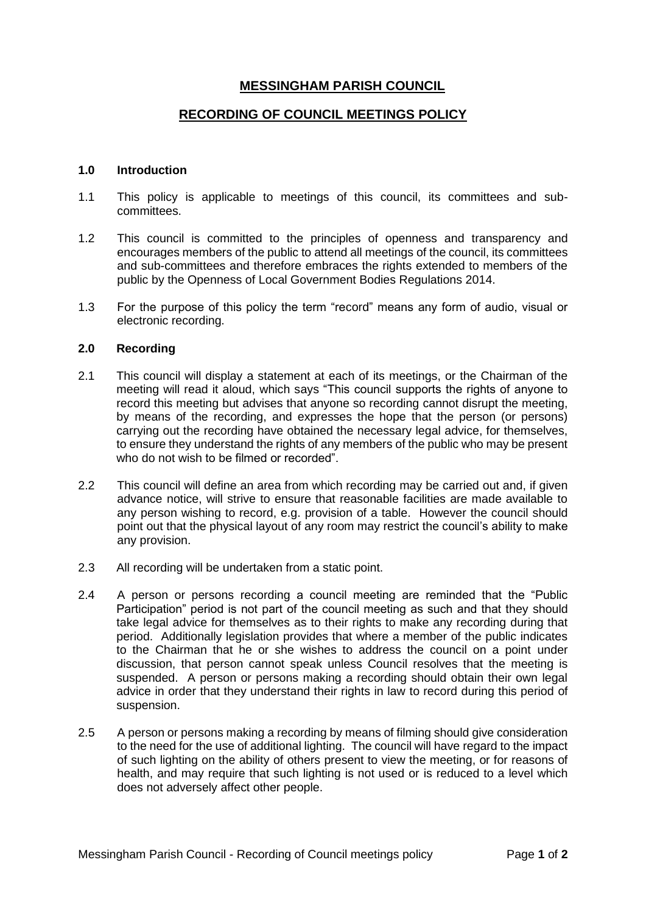# MESSINGHAM PARISH COUNCIL

## RECORDING OF COUNCIL MEETINGS POLICY

### 1.0 Introduction

1.1 This policy is applicable to meetings of this council, its committees and sub-committees.

1.2 This council is committed to the principles of openness and transparency and encourages members of the public to attend all meetings of the council, its committees and sub-committees and therefore embraces the rights extended to members of the public by the Openness of Local Government Bodies Regulations 2014.

1.3 For the purpose of this policy the term "record" means any form of audio, visual or electronic recording.

### 2.0 Recording

2.1 This council will display a statement at each of its meetings, or the Chairman of the meeting will read it aloud, which says "This council supports the rights of anyone to record this meeting but advises that anyone so recording cannot disrupt the meeting, by means of the recording, and expresses the hope that the person (or persons) carrying out the recording have obtained the necessary legal advice, for themselves, to ensure they understand the rights of any members of the public who may be present who do not wish to be filmed or recorded".

2.2 This council will define an area from which recording may be carried out and, if given advance notice, will strive to ensure that reasonable facilities are made available to any person wishing to record, e.g. provision of a table. However the council should point out that the physical layout of any room may restrict the council's ability to make any provision.

2.3 All recording will be undertaken from a static point.

2.4 A person or persons recording a council meeting are reminded that the "Public Participation" period is not part of the council meeting as such and that they should take legal advice for themselves as to their rights to make any recording during that period. Additionally legislation provides that where a member of the public indicates to the Chairman that he or she wishes to address the council on a point under discussion, that person cannot speak unless Council resolves that the meeting is suspended. A person or persons making a recording should obtain their own legal advice in order that they understand their rights in law to record during this period of suspension.

2.5 A person or persons making a recording by means of filming should give consideration to the need for the use of additional lighting. The council will have regard to the impact of such lighting on the ability of others present to view the meeting, or for reasons of health, and may require that such lighting is not used or is reduced to a level which does not adversely affect other people.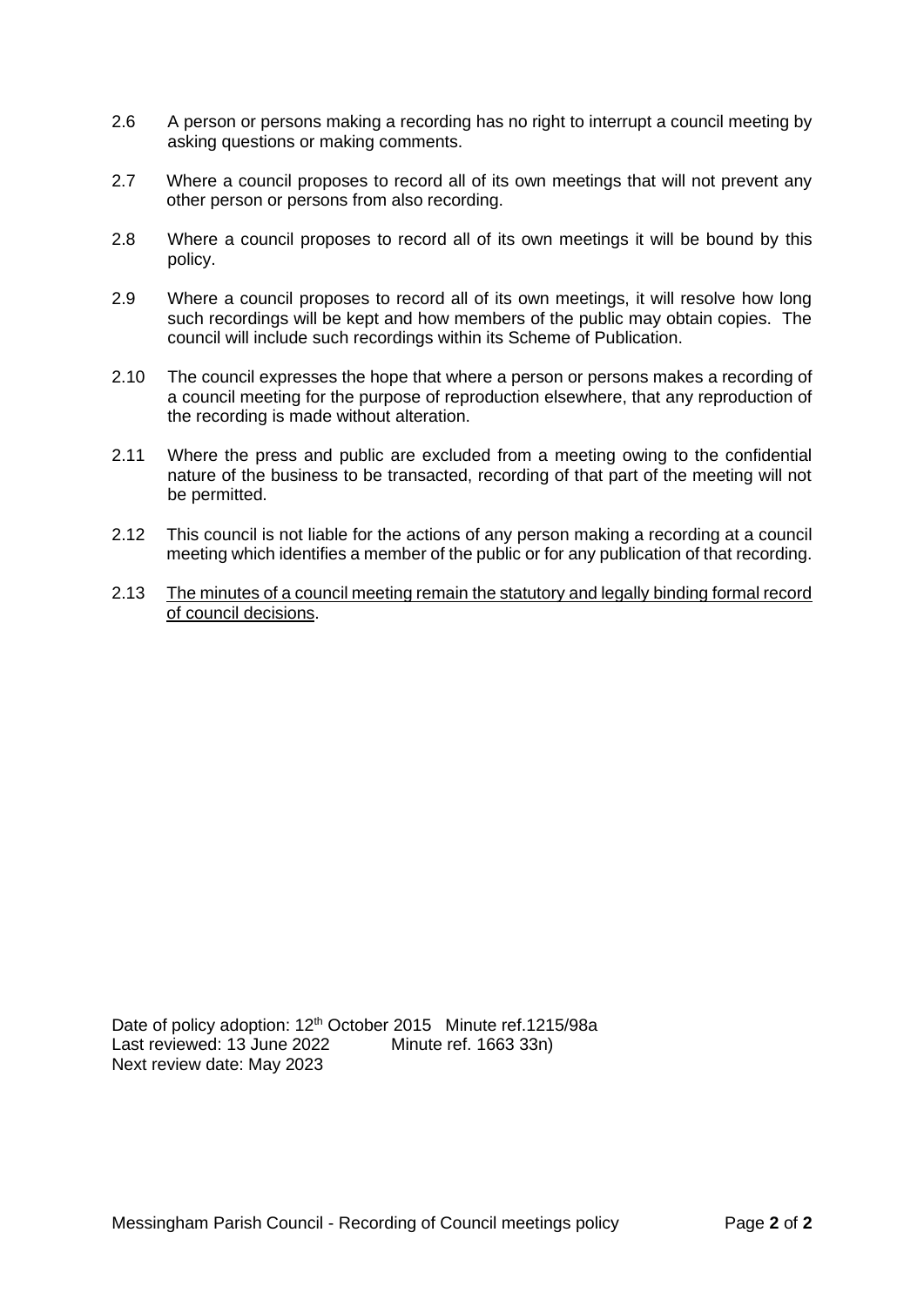2.6 A person or persons making a recording has no right to interrupt a council meeting by asking questions or making comments.

2.7 Where a council proposes to record all of its own meetings that will not prevent any other person or persons from also recording.

2.8 Where a council proposes to record all of its own meetings it will be bound by this policy.

2.9 Where a council proposes to record all of its own meetings, it will resolve how long such recordings will be kept and how members of the public may obtain copies. The council will include such recordings within its Scheme of Publication.

2.10 The council expresses the hope that where a person or persons makes a recording of a council meeting for the purpose of reproduction elsewhere, that any reproduction of the recording is made without alteration.

2.11 Where the press and public are excluded from a meeting owing to the confidential nature of the business to be transacted, recording of that part of the meeting will not be permitted.

2.12 This council is not liable for the actions of any person making a recording at a council meeting which identifies a member of the public or for any publication of that recording.

2.13 The minutes of a council meeting remain the statutory and legally binding formal record of council decisions.

Date of policy adoption: 12th October 2015 Minute ref.1215/98a
Last reviewed: 13 June 2022 Minute ref. 1663 33n)
Next review date: May 2023